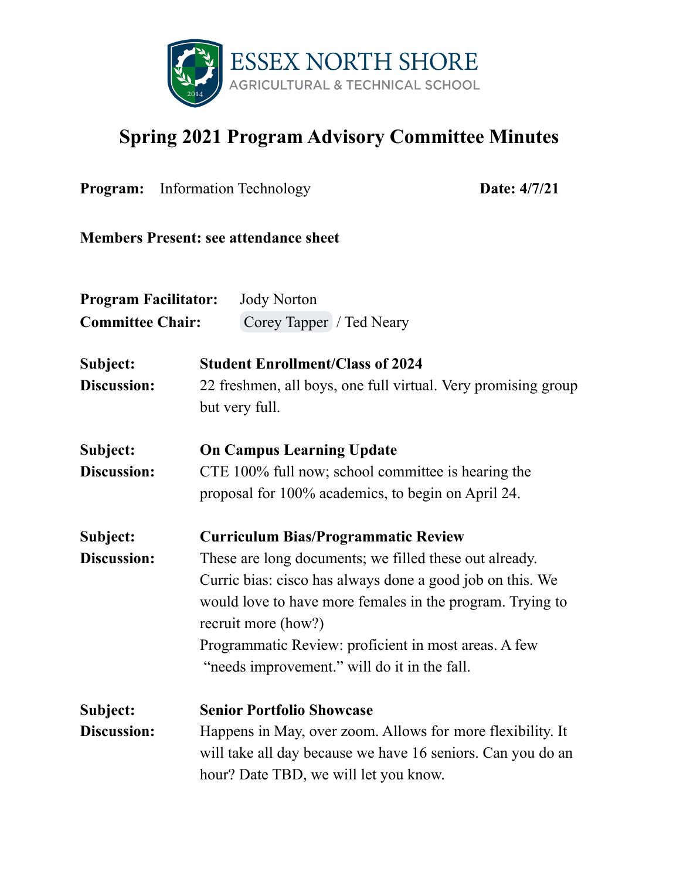ESSEX NORTH SHORE

AGRICULTURAL & TECHNICAL SCHOOL

# Spring 2021 Program Advisory Committee Minutes

**Program:** Information Technology **Date: 4/7/21**

**Members Present: see attendance sheet**

**Program Facilitator:** Jody Norton
**Committee Chair:** Corey Tapper / Ted Neary

**Subject:** **Student Enrollment/Class of 2024**
**Discussion:** 22 freshmen, all boys, one full virtual. Very promising group but very full.

**Subject:** **On Campus Learning Update**
**Discussion:** CTE 100% full now; school committee is hearing the proposal for 100% academics, to begin on April 24.

**Subject:** **Curriculum Bias/Programmatic Review**
**Discussion:** These are long documents; we filled these out already.
Curric bias: cisco has always done a good job on this. We would love to have more females in the program. Trying to recruit more (how?)
Programmatic Review: proficient in most areas. A few "needs improvement." will do it in the fall.

**Subject:** **Senior Portfolio Showcase**
**Discussion:** Happens in May, over zoom. Allows for more flexibility. It will take all day because we have 16 seniors. Can you do an hour? Date TBD, we will let you know.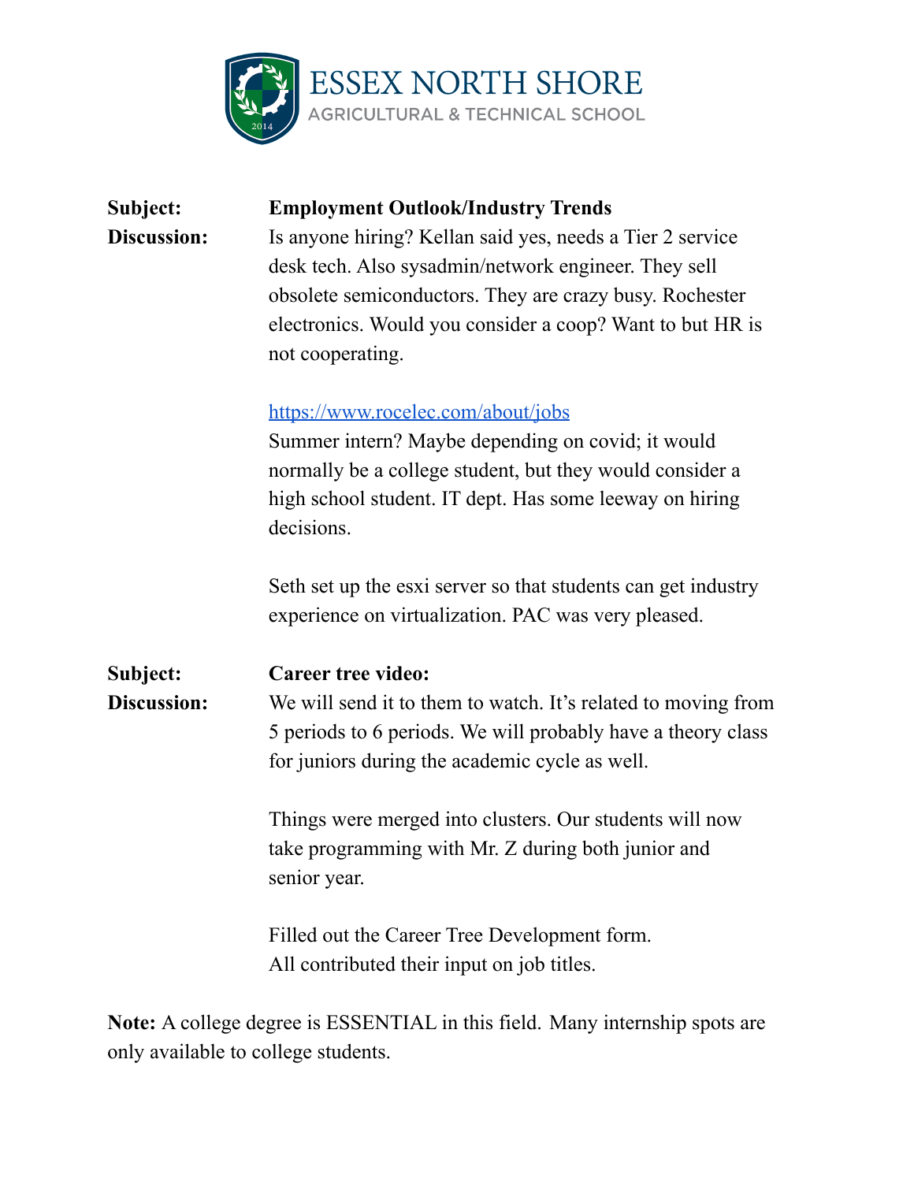**Subject:** **Employment Outlook/Industry Trends**

**Discussion:** Is anyone hiring? Kellan said yes, needs a Tier 2 service desk tech. Also sysadmin/network engineer. They sell obsolete semiconductors. They are crazy busy. Rochester electronics. Would you consider a coop? Want to but HR is not cooperating.

[https://www.rocelec.com/about/jobs](https://www.rocelec.com/about/jobs)
Summer intern? Maybe depending on covid; it would normally be a college student, but they would consider a high school student. IT dept. Has some leeway on hiring decisions.

Seth set up the esxi server so that students can get industry experience on virtualization. PAC was very pleased.

**Subject:** **Career tree video:**

**Discussion:** We will send it to them to watch. It's related to moving from 5 periods to 6 periods. We will probably have a theory class for juniors during the academic cycle as well.

Things were merged into clusters. Our students will now take programming with Mr. Z during both junior and senior year.

Filled out the Career Tree Development form.
All contributed their input on job titles.

**Note:** A college degree is ESSENTIAL in this field. Many internship spots are only available to college students.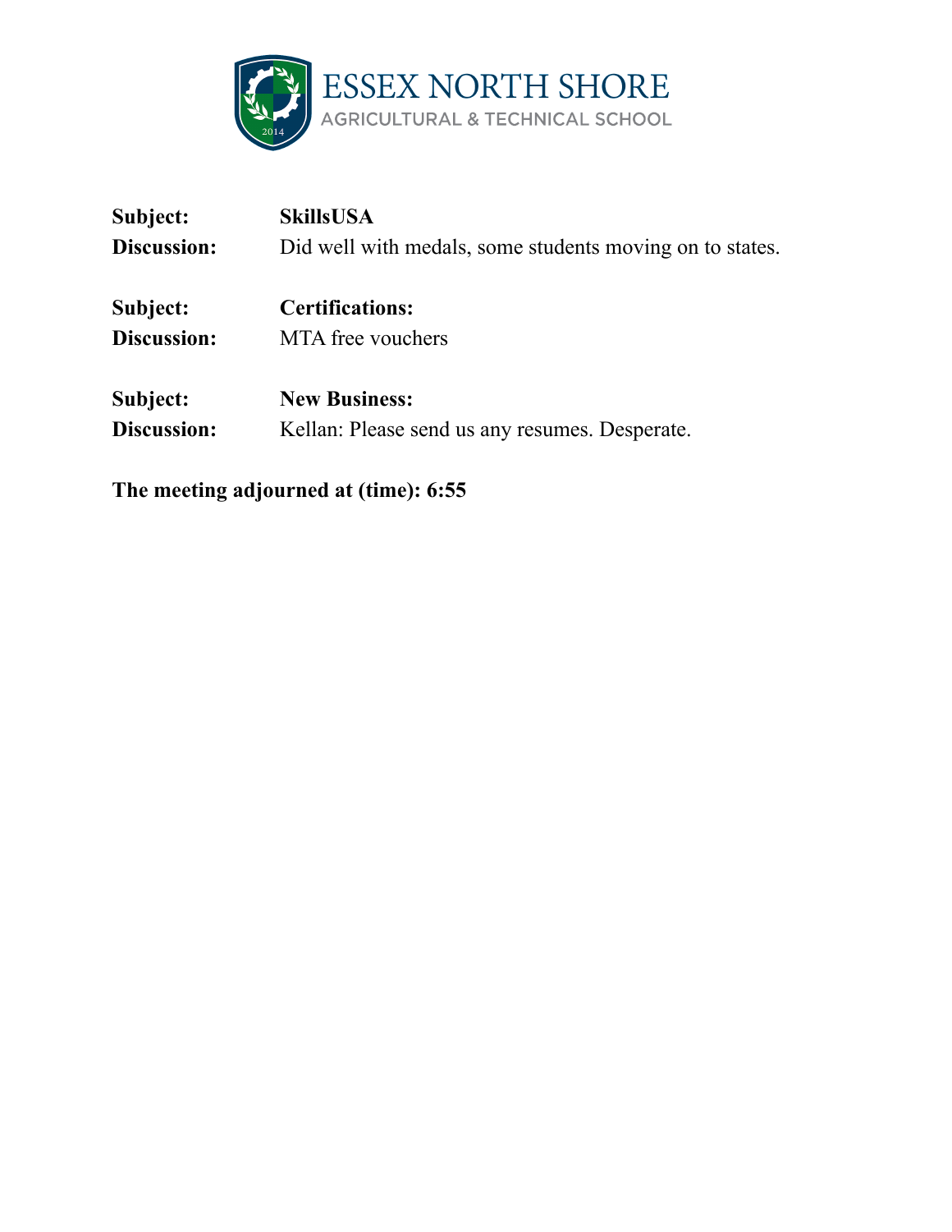ESSEX NORTH SHORE
AGRICULTURAL & TECHNICAL SCHOOL

**Subject:** **SkillsUSA**
**Discussion:** Did well with medals, some students moving on to states.

**Subject:** **Certifications:**
**Discussion:** MTA free vouchers

**Subject:** **New Business:**
**Discussion:** Kellan: Please send us any resumes. Desperate.

**The meeting adjourned at (time): 6:55**